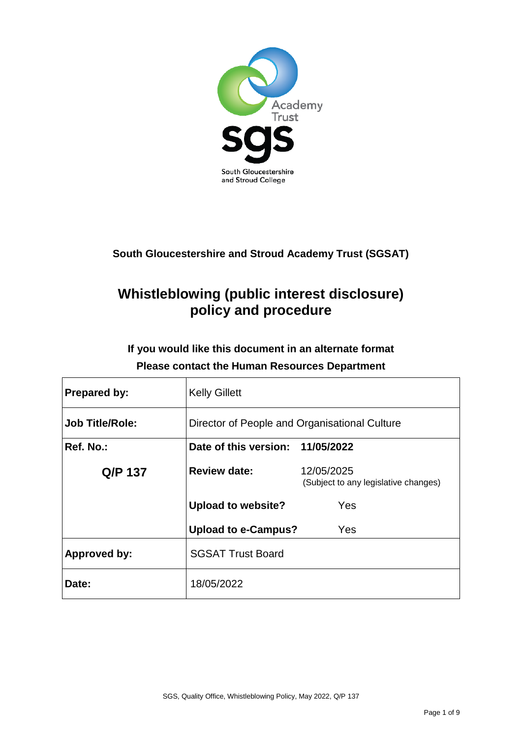Academy Trust

sgs

South Gloucestershire and Stroud College

**South Gloucestershire and Stroud Academy Trust (SGSAT)**

# Whistleblowing (public interest disclosure) policy and procedure

**If you would like this document in an alternate format**
**Please contact the Human Resources Department**

| **Prepared by:** | Kelly Gillett | |
|---|---|---|
| **Job Title/Role:** | Director of People and Organisational Culture | |
| **Ref. No.:** | **Date of this version:** | **11/05/2022** |
| **Q/P 137** | **Review date:** | 12/05/2025 (Subject to any legislative changes) |
| | **Upload to website?** | Yes |
| | **Upload to e-Campus?** | Yes |
| **Approved by:** | SGSAT Trust Board | |
| **Date:** | 18/05/2022 | |

SGS, Quality Office, Whistleblowing Policy, May 2022, Q/P 137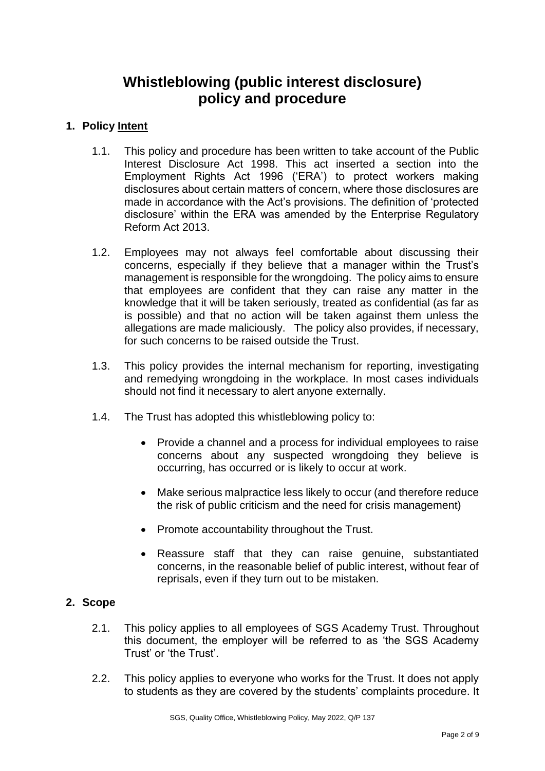# Whistleblowing (public interest disclosure) policy and procedure

## 1. Policy Intent

1.1. This policy and procedure has been written to take account of the Public Interest Disclosure Act 1998. This act inserted a section into the Employment Rights Act 1996 ('ERA') to protect workers making disclosures about certain matters of concern, where those disclosures are made in accordance with the Act's provisions. The definition of 'protected disclosure' within the ERA was amended by the Enterprise Regulatory Reform Act 2013.

1.2. Employees may not always feel comfortable about discussing their concerns, especially if they believe that a manager within the Trust's management is responsible for the wrongdoing. The policy aims to ensure that employees are confident that they can raise any matter in the knowledge that it will be taken seriously, treated as confidential (as far as is possible) and that no action will be taken against them unless the allegations are made maliciously. The policy also provides, if necessary, for such concerns to be raised outside the Trust.

1.3. This policy provides the internal mechanism for reporting, investigating and remedying wrongdoing in the workplace. In most cases individuals should not find it necessary to alert anyone externally.

1.4. The Trust has adopted this whistleblowing policy to:

- Provide a channel and a process for individual employees to raise concerns about any suspected wrongdoing they believe is occurring, has occurred or is likely to occur at work.
- Make serious malpractice less likely to occur (and therefore reduce the risk of public criticism and the need for crisis management)
- Promote accountability throughout the Trust.
- Reassure staff that they can raise genuine, substantiated concerns, in the reasonable belief of public interest, without fear of reprisals, even if they turn out to be mistaken.

## 2. Scope

2.1. This policy applies to all employees of SGS Academy Trust. Throughout this document, the employer will be referred to as 'the SGS Academy Trust' or 'the Trust'.

2.2. This policy applies to everyone who works for the Trust. It does not apply to students as they are covered by the students' complaints procedure. It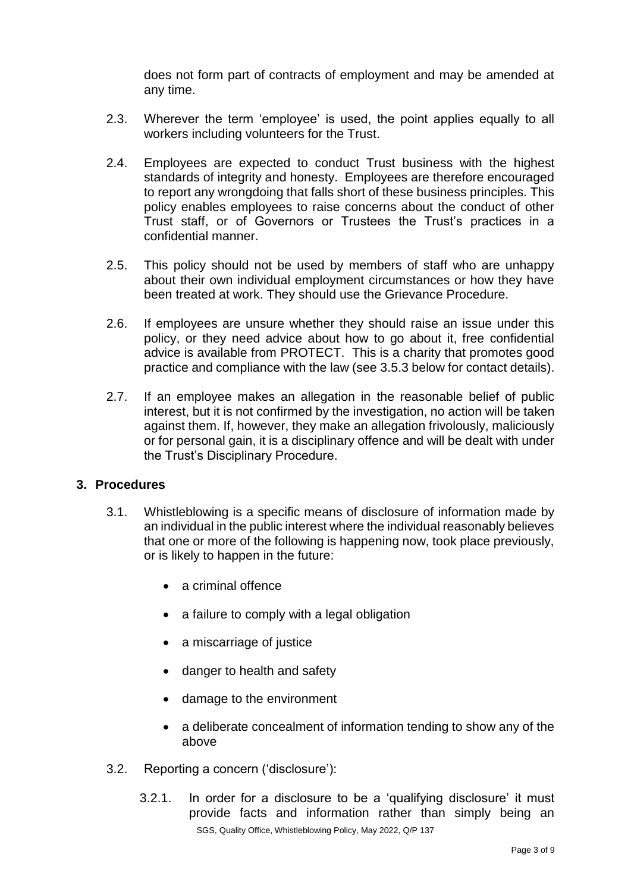does not form part of contracts of employment and may be amended at any time.

2.3. Wherever the term 'employee' is used, the point applies equally to all workers including volunteers for the Trust.

2.4. Employees are expected to conduct Trust business with the highest standards of integrity and honesty. Employees are therefore encouraged to report any wrongdoing that falls short of these business principles. This policy enables employees to raise concerns about the conduct of other Trust staff, or of Governors or Trustees the Trust's practices in a confidential manner.

2.5. This policy should not be used by members of staff who are unhappy about their own individual employment circumstances or how they have been treated at work. They should use the Grievance Procedure.

2.6. If employees are unsure whether they should raise an issue under this policy, or they need advice about how to go about it, free confidential advice is available from PROTECT. This is a charity that promotes good practice and compliance with the law (see 3.5.3 below for contact details).

2.7. If an employee makes an allegation in the reasonable belief of public interest, but it is not confirmed by the investigation, no action will be taken against them. If, however, they make an allegation frivolously, maliciously or for personal gain, it is a disciplinary offence and will be dealt with under the Trust's Disciplinary Procedure.

## 3. Procedures

3.1. Whistleblowing is a specific means of disclosure of information made by an individual in the public interest where the individual reasonably believes that one or more of the following is happening now, took place previously, or is likely to happen in the future:

- a criminal offence
- a failure to comply with a legal obligation
- a miscarriage of justice
- danger to health and safety
- damage to the environment
- a deliberate concealment of information tending to show any of the above

3.2. Reporting a concern ('disclosure'):

3.2.1. In order for a disclosure to be a 'qualifying disclosure' it must provide facts and information rather than simply being an

SGS, Quality Office, Whistleblowing Policy, May 2022, Q/P 137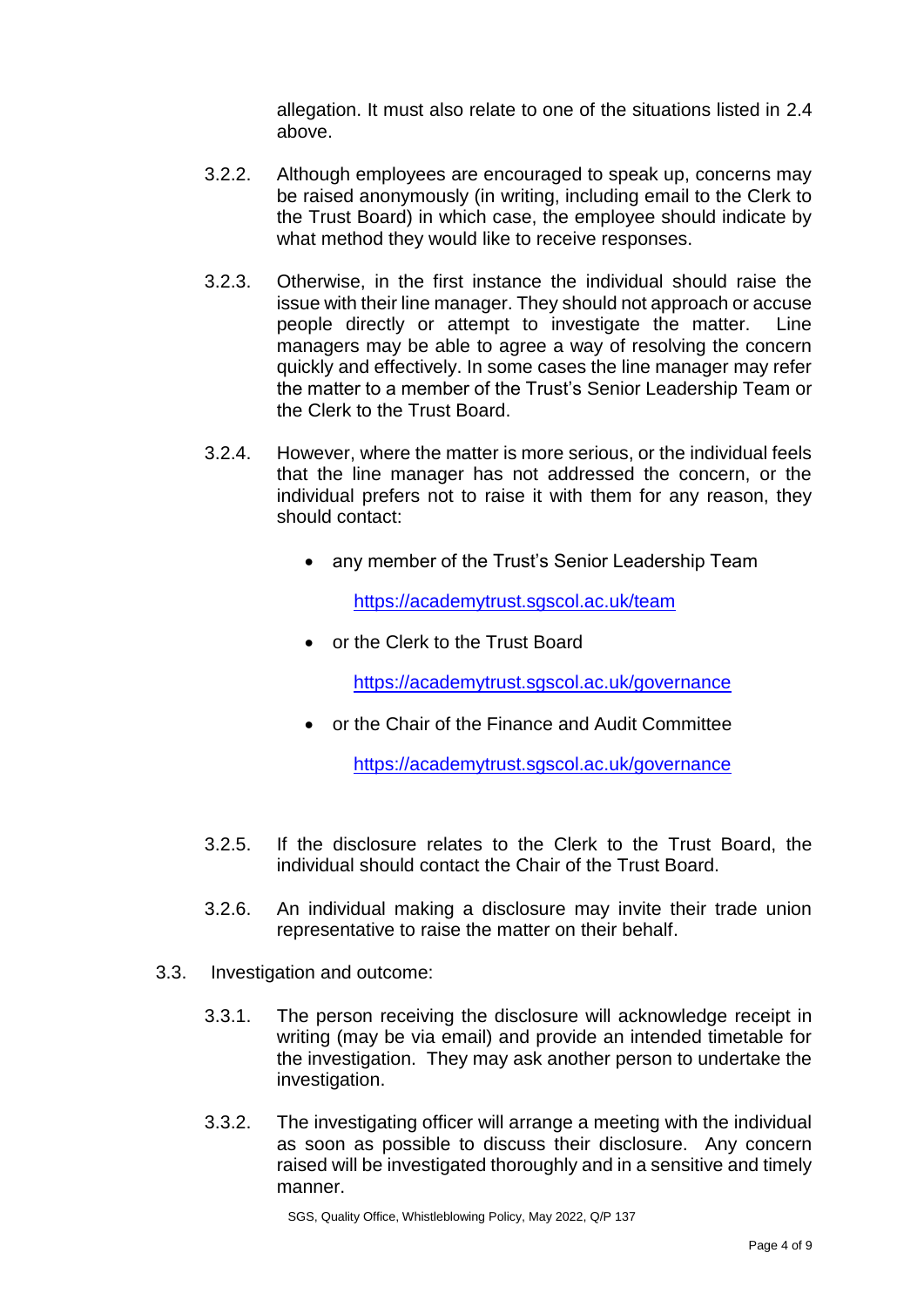allegation. It must also relate to one of the situations listed in 2.4 above.

3.2.2. Although employees are encouraged to speak up, concerns may be raised anonymously (in writing, including email to the Clerk to the Trust Board) in which case, the employee should indicate by what method they would like to receive responses.

3.2.3. Otherwise, in the first instance the individual should raise the issue with their line manager. They should not approach or accuse people directly or attempt to investigate the matter. Line managers may be able to agree a way of resolving the concern quickly and effectively. In some cases the line manager may refer the matter to a member of the Trust's Senior Leadership Team or the Clerk to the Trust Board.

3.2.4. However, where the matter is more serious, or the individual feels that the line manager has not addressed the concern, or the individual prefers not to raise it with them for any reason, they should contact:

- any member of the Trust's Senior Leadership Team

  https://academytrust.sgscol.ac.uk/team

- or the Clerk to the Trust Board

  https://academytrust.sgscol.ac.uk/governance

- or the Chair of the Finance and Audit Committee

  https://academytrust.sgscol.ac.uk/governance

3.2.5. If the disclosure relates to the Clerk to the Trust Board, the individual should contact the Chair of the Trust Board.

3.2.6. An individual making a disclosure may invite their trade union representative to raise the matter on their behalf.

3.3. Investigation and outcome:

3.3.1. The person receiving the disclosure will acknowledge receipt in writing (may be via email) and provide an intended timetable for the investigation. They may ask another person to undertake the investigation.

3.3.2. The investigating officer will arrange a meeting with the individual as soon as possible to discuss their disclosure. Any concern raised will be investigated thoroughly and in a sensitive and timely manner.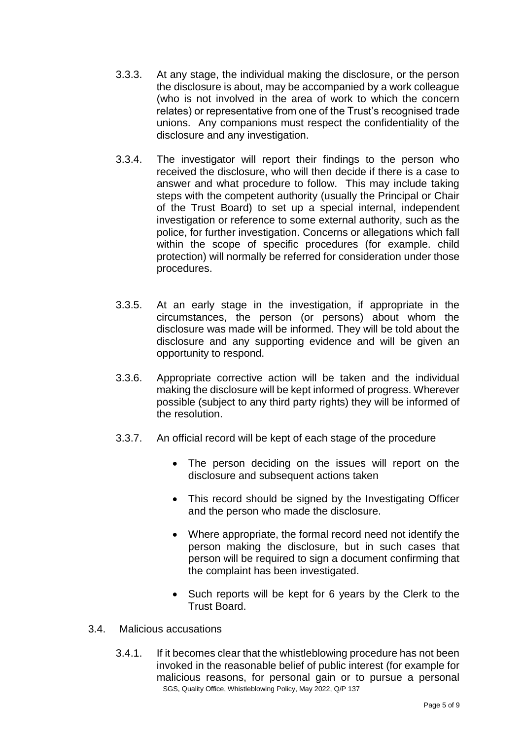3.3.3. At any stage, the individual making the disclosure, or the person the disclosure is about, may be accompanied by a work colleague (who is not involved in the area of work to which the concern relates) or representative from one of the Trust's recognised trade unions. Any companions must respect the confidentiality of the disclosure and any investigation.

3.3.4. The investigator will report their findings to the person who received the disclosure, who will then decide if there is a case to answer and what procedure to follow. This may include taking steps with the competent authority (usually the Principal or Chair of the Trust Board) to set up a special internal, independent investigation or reference to some external authority, such as the police, for further investigation. Concerns or allegations which fall within the scope of specific procedures (for example. child protection) will normally be referred for consideration under those procedures.

3.3.5. At an early stage in the investigation, if appropriate in the circumstances, the person (or persons) about whom the disclosure was made will be informed. They will be told about the disclosure and any supporting evidence and will be given an opportunity to respond.

3.3.6. Appropriate corrective action will be taken and the individual making the disclosure will be kept informed of progress. Wherever possible (subject to any third party rights) they will be informed of the resolution.

3.3.7. An official record will be kept of each stage of the procedure

- The person deciding on the issues will report on the disclosure and subsequent actions taken
- This record should be signed by the Investigating Officer and the person who made the disclosure.
- Where appropriate, the formal record need not identify the person making the disclosure, but in such cases that person will be required to sign a document confirming that the complaint has been investigated.
- Such reports will be kept for 6 years by the Clerk to the Trust Board.

3.4. Malicious accusations

3.4.1. If it becomes clear that the whistleblowing procedure has not been invoked in the reasonable belief of public interest (for example for malicious reasons, for personal gain or to pursue a personal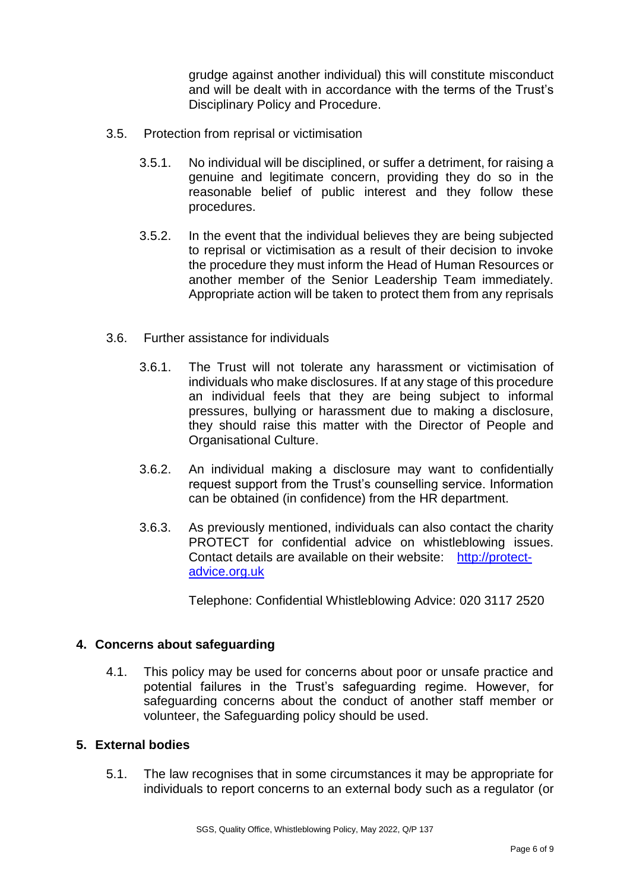grudge against another individual) this will constitute misconduct and will be dealt with in accordance with the terms of the Trust's Disciplinary Policy and Procedure.

3.5. Protection from reprisal or victimisation

3.5.1. No individual will be disciplined, or suffer a detriment, for raising a genuine and legitimate concern, providing they do so in the reasonable belief of public interest and they follow these procedures.

3.5.2. In the event that the individual believes they are being subjected to reprisal or victimisation as a result of their decision to invoke the procedure they must inform the Head of Human Resources or another member of the Senior Leadership Team immediately. Appropriate action will be taken to protect them from any reprisals

3.6. Further assistance for individuals

3.6.1. The Trust will not tolerate any harassment or victimisation of individuals who make disclosures. If at any stage of this procedure an individual feels that they are being subject to informal pressures, bullying or harassment due to making a disclosure, they should raise this matter with the Director of People and Organisational Culture.

3.6.2. An individual making a disclosure may want to confidentially request support from the Trust's counselling service. Information can be obtained (in confidence) from the HR department.

3.6.3. As previously mentioned, individuals can also contact the charity PROTECT for confidential advice on whistleblowing issues. Contact details are available on their website: [http://protect-advice.org.uk](http://protect-advice.org.uk)

Telephone: Confidential Whistleblowing Advice: 020 3117 2520

## 4. Concerns about safeguarding

4.1. This policy may be used for concerns about poor or unsafe practice and potential failures in the Trust's safeguarding regime. However, for safeguarding concerns about the conduct of another staff member or volunteer, the Safeguarding policy should be used.

## 5. External bodies

5.1. The law recognises that in some circumstances it may be appropriate for individuals to report concerns to an external body such as a regulator (or

SGS, Quality Office, Whistleblowing Policy, May 2022, Q/P 137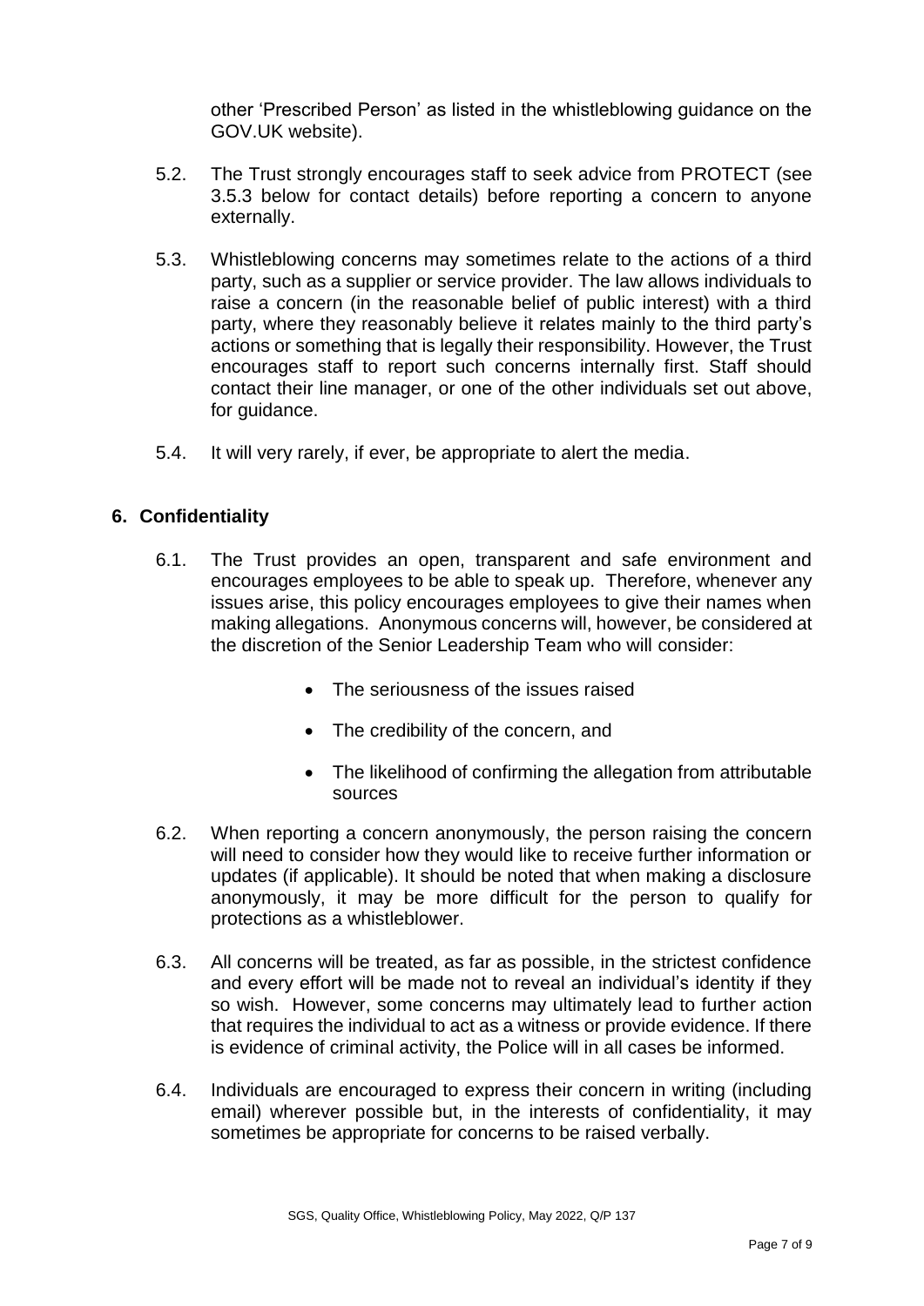other 'Prescribed Person' as listed in the whistleblowing guidance on the GOV.UK website).

5.2. The Trust strongly encourages staff to seek advice from PROTECT (see 3.5.3 below for contact details) before reporting a concern to anyone externally.

5.3. Whistleblowing concerns may sometimes relate to the actions of a third party, such as a supplier or service provider. The law allows individuals to raise a concern (in the reasonable belief of public interest) with a third party, where they reasonably believe it relates mainly to the third party's actions or something that is legally their responsibility. However, the Trust encourages staff to report such concerns internally first. Staff should contact their line manager, or one of the other individuals set out above, for guidance.

5.4. It will very rarely, if ever, be appropriate to alert the media.

## 6. Confidentiality

6.1. The Trust provides an open, transparent and safe environment and encourages employees to be able to speak up. Therefore, whenever any issues arise, this policy encourages employees to give their names when making allegations. Anonymous concerns will, however, be considered at the discretion of the Senior Leadership Team who will consider:

- The seriousness of the issues raised
- The credibility of the concern, and
- The likelihood of confirming the allegation from attributable sources

6.2. When reporting a concern anonymously, the person raising the concern will need to consider how they would like to receive further information or updates (if applicable). It should be noted that when making a disclosure anonymously, it may be more difficult for the person to qualify for protections as a whistleblower.

6.3. All concerns will be treated, as far as possible, in the strictest confidence and every effort will be made not to reveal an individual's identity if they so wish. However, some concerns may ultimately lead to further action that requires the individual to act as a witness or provide evidence. If there is evidence of criminal activity, the Police will in all cases be informed.

6.4. Individuals are encouraged to express their concern in writing (including email) wherever possible but, in the interests of confidentiality, it may sometimes be appropriate for concerns to be raised verbally.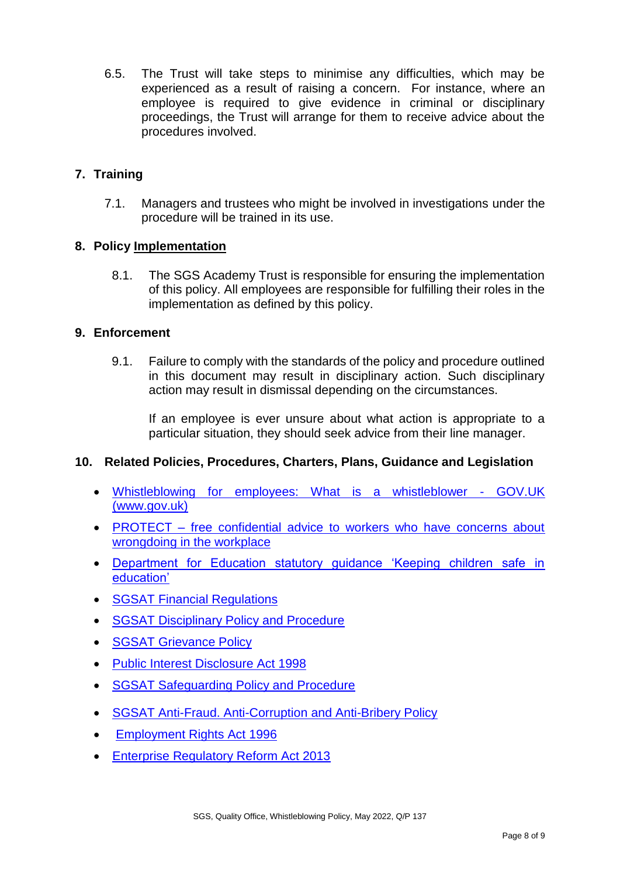6.5. The Trust will take steps to minimise any difficulties, which may be experienced as a result of raising a concern. For instance, where an employee is required to give evidence in criminal or disciplinary proceedings, the Trust will arrange for them to receive advice about the procedures involved.

## 7. Training

7.1. Managers and trustees who might be involved in investigations under the procedure will be trained in its use.

## 8. Policy Implementation

8.1. The SGS Academy Trust is responsible for ensuring the implementation of this policy. All employees are responsible for fulfilling their roles in the implementation as defined by this policy.

## 9. Enforcement

9.1. Failure to comply with the standards of the policy and procedure outlined in this document may result in disciplinary action. Such disciplinary action may result in dismissal depending on the circumstances.

If an employee is ever unsure about what action is appropriate to a particular situation, they should seek advice from their line manager.

## 10. Related Policies, Procedures, Charters, Plans, Guidance and Legislation

- Whistleblowing for employees: What is a whistleblower - GOV.UK (www.gov.uk)
- PROTECT – free confidential advice to workers who have concerns about wrongdoing in the workplace
- Department for Education statutory guidance 'Keeping children safe in education'
- SGSAT Financial Regulations
- SGSAT Disciplinary Policy and Procedure
- SGSAT Grievance Policy
- Public Interest Disclosure Act 1998
- SGSAT Safeguarding Policy and Procedure
- SGSAT Anti-Fraud. Anti-Corruption and Anti-Bribery Policy
- Employment Rights Act 1996
- Enterprise Regulatory Reform Act 2013

SGS, Quality Office, Whistleblowing Policy, May 2022, Q/P 137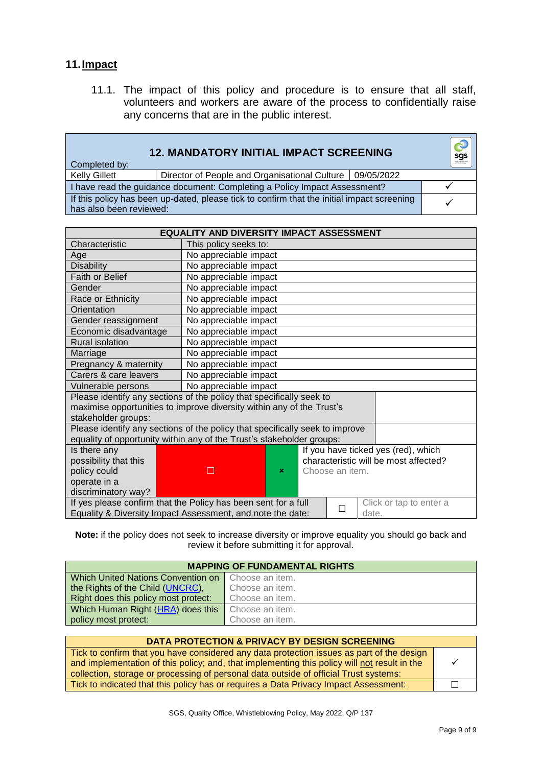## 11. Impact

11.1. The impact of this policy and procedure is to ensure that all staff, volunteers and workers are aware of the process to confidentially raise any concerns that are in the public interest.

| 12. MANDATORY INITIAL IMPACT SCREENING | | | |
|---|---|---|---|
| Completed by: | | | |
| Kelly Gillett | Director of People and Organisational Culture | 09/05/2022 | |
| I have read the guidance document: Completing a Policy Impact Assessment? | | | ✓ |
| If this policy has been up-dated, please tick to confirm that the initial impact screening has also been reviewed: | | | ✓ |

| EQUALITY AND DIVERSITY IMPACT ASSESSMENT | | | | |
|---|---|---|---|---|
| Characteristic | This policy seeks to: | | | |
| Age | No appreciable impact | | | |
| Disability | No appreciable impact | | | |
| Faith or Belief | No appreciable impact | | | |
| Gender | No appreciable impact | | | |
| Race or Ethnicity | No appreciable impact | | | |
| Orientation | No appreciable impact | | | |
| Gender reassignment | No appreciable impact | | | |
| Economic disadvantage | No appreciable impact | | | |
| Rural isolation | No appreciable impact | | | |
| Marriage | No appreciable impact | | | |
| Pregnancy & maternity | No appreciable impact | | | |
| Carers & care leavers | No appreciable impact | | | |
| Vulnerable persons | No appreciable impact | | | |
| Please identify any sections of the policy that specifically seek to maximise opportunities to improve diversity within any of the Trust's stakeholder groups: | | | | |
| Please identify any sections of the policy that specifically seek to improve equality of opportunity within any of the Trust's stakeholder groups: | | | | |
| Is there any possibility that this policy could operate in a discriminatory way? | ☐ | × | If you have ticked yes (red), which characteristic will be most affected? Choose an item. | |
| If yes please confirm that the Policy has been sent for a full Equality & Diversity Impact Assessment, and note the date: | | ☐ | Click or tap to enter a date. | |

**Note:** if the policy does not seek to increase diversity or improve equality you should go back and review it before submitting it for approval.

| MAPPING OF FUNDAMENTAL RIGHTS | |
|---|---|
| Which United Nations Convention on the Rights of the Child (UNCRC), Right does this policy most protect: | Choose an item.<br>Choose an item.<br>Choose an item. |
| Which Human Right (HRA) does this policy most protect: | Choose an item.<br>Choose an item. |

| DATA PROTECTION & PRIVACY BY DESIGN SCREENING | |
|---|---|
| Tick to confirm that you have considered any data protection issues as part of the design and implementation of this policy; and, that implementing this policy will not result in the collection, storage or processing of personal data outside of official Trust systems: | ✓ |
| Tick to indicated that this policy has or requires a Data Privacy Impact Assessment: | ☐ |

SGS, Quality Office, Whistleblowing Policy, May 2022, Q/P 137